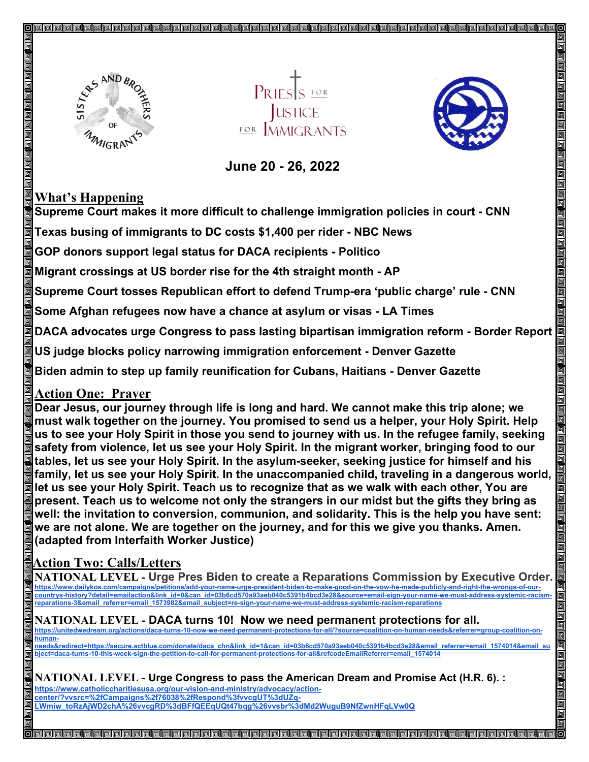June 20 - 26, 2022

## What's Happening

**Supreme Court makes it more difficult to challenge immigration policies in court - CNN**

**Texas busing of immigrants to DC costs $1,400 per rider - NBC News**

**GOP donors support legal status for DACA recipients - Politico**

**Migrant crossings at US border rise for the 4th straight month - AP**

**Supreme Court tosses Republican effort to defend Trump-era 'public charge' rule - CNN**

**Some Afghan refugees now have a chance at asylum or visas - LA Times**

**DACA advocates urge Congress to pass lasting bipartisan immigration reform - Border Report**

**US judge blocks policy narrowing immigration enforcement - Denver Gazette**

**Biden admin to step up family reunification for Cubans, Haitians - Denver Gazette**

## Action One: Prayer

**Dear Jesus, our journey through life is long and hard. We cannot make this trip alone; we must walk together on the journey. You promised to send us a helper, your Holy Spirit. Help us to see your Holy Spirit in those you send to journey with us. In the refugee family, seeking safety from violence, let us see your Holy Spirit. In the migrant worker, bringing food to our tables, let us see your Holy Spirit. In the asylum-seeker, seeking justice for himself and his family, let us see your Holy Spirit. In the unaccompanied child, traveling in a dangerous world, let us see your Holy Spirit. Teach us to recognize that as we walk with each other, You are present. Teach us to welcome not only the strangers in our midst but the gifts they bring as well: the invitation to conversion, communion, and solidarity. This is the help you have sent: we are not alone. We are together on the journey, and for this we give you thanks. Amen. (adapted from Interfaith Worker Justice)**

## Action Two: Calls/Letters

**NATIONAL LEVEL - Urge Pres Biden to create a Reparations Commission by Executive Order.**
https://www.dailykos.com/campaigns/petitions/add-your-name-urge-president-biden-to-make-good-on-the-vow-he-made-publicly-and-right-the-wrongs-of-our-countrys-history?detail=emailaction&link_id=0&can_id=03b6cd570a93aeb040c5391b4bcd3e28&source=email-sign-your-name-we-must-address-systemic-racism-reparations-3&email_referrer=email_1573982&email_subject=re-sign-your-name-we-must-address-systemic-racism-reparations

**NATIONAL LEVEL - DACA turns 10! Now we need permanent protections for all.**
https://unitedwedream.org/actions/daca-turns-10-now-we-need-permanent-protections-for-all/?source=coalition-on-human-needs&referrer=group-coalition-on-human-needs&redirect=https://secure.actblue.com/donate/daca_chn&link_id=1&can_id=03b6cd570a93aeb040c5391b4bcd3e28&email_referrer=email_1574014&email_subject=daca-turns-10-this-week-sign-the-petition-to-call-for-permanent-protections-for-all&refcodeEmailReferrer=email_1574014

**NATIONAL LEVEL - Urge Congress to pass the American Dream and Promise Act (H.R. 6). :**
https://www.catholiccharitiesusa.org/our-vision-and-ministry/advocacy/action-center/?vvsrc=%2fCampaigns%2f76038%2fRespond%3fvvcgUT%3dUZq-LWmiw_toRzAjWD2chA%26vvcgRD%3dBFfQEEqUQt47bqg%26vvsbr%3dMd2WuguB9NfZwnHFqLVw0Q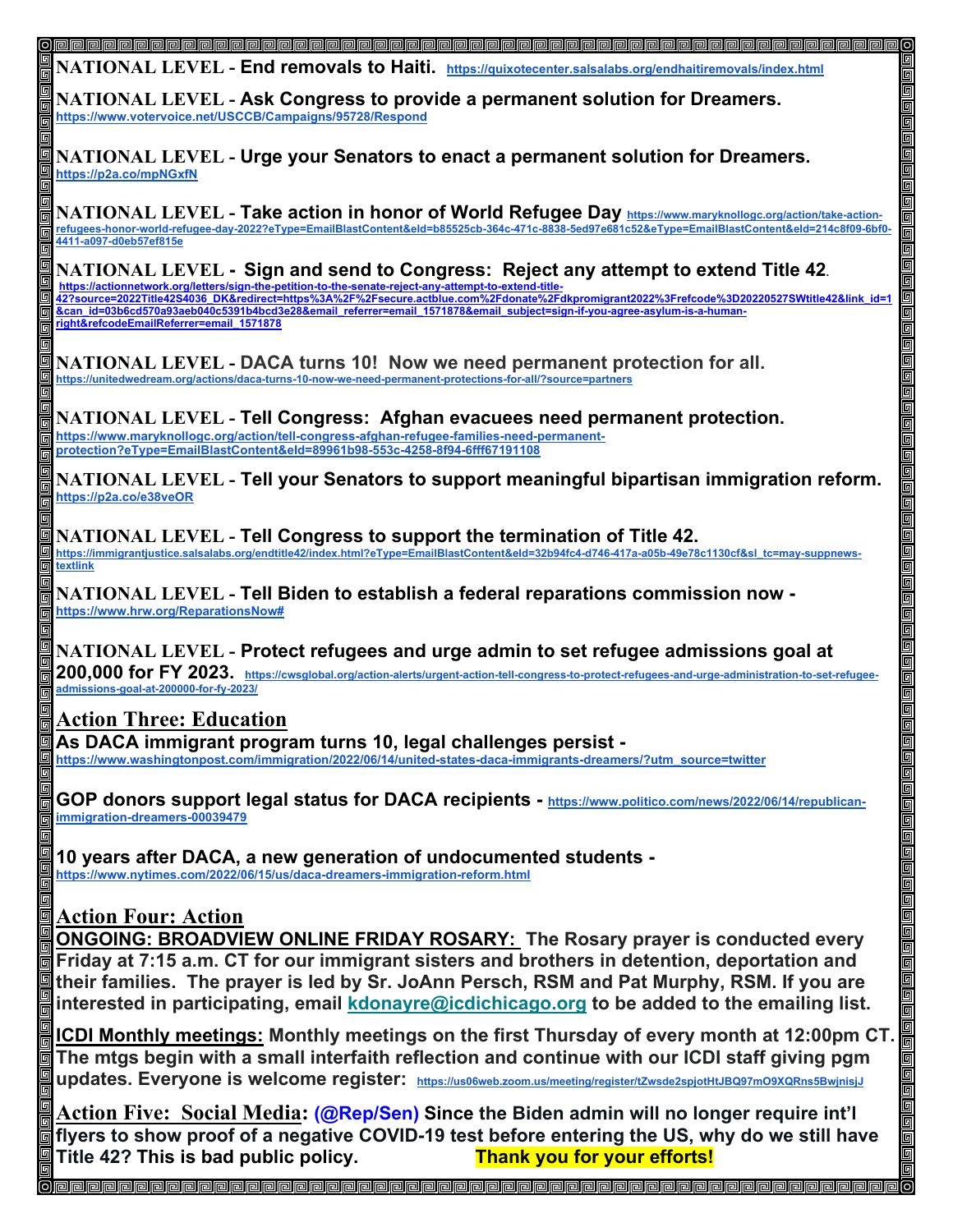**NATIONAL LEVEL - End removals to Haiti.** https://quixotecenter.salsalabs.org/endhaitiremovals/index.html

**NATIONAL LEVEL - Ask Congress to provide a permanent solution for Dreamers.**
https://www.votervoice.net/USCCB/Campaigns/95728/Respond

**NATIONAL LEVEL - Urge your Senators to enact a permanent solution for Dreamers.**
https://p2a.co/mpNGxfN

**NATIONAL LEVEL - Take action in honor of World Refugee Day** https://www.maryknollogc.org/action/take-action-refugees-honor-world-refugee-day-2022?eType=EmailBlastContent&eId=b85525cb-364c-471c-8838-5ed97e681c52&eType=EmailBlastContent&eId=214c8f09-6bf0-4411-a097-d0eb57ef815e

**NATIONAL LEVEL - Sign and send to Congress: Reject any attempt to extend Title 42.**
https://actionnetwork.org/letters/sign-the-petition-to-the-senate-reject-any-attempt-to-extend-title-42?source=2022Title42S4036_DK&redirect=https%3A%2F%2Fsecure.actblue.com%2Fdonate%2Fdkpromigrant2022%3Frefcode%3D20220527SWtitle42&link_id=1&can_id=03b6cd570a93aeb040c5391b4bcd3e28&email_referrer=email_1571878&email_subject=sign-if-you-agree-asylum-is-a-human-right&refcodeEmailReferrer=email_1571878

**NATIONAL LEVEL - DACA turns 10! Now we need permanent protection for all.**
https://unitedwedream.org/actions/daca-turns-10-now-we-need-permanent-protections-for-all/?source=partners

**NATIONAL LEVEL - Tell Congress: Afghan evacuees need permanent protection.**
https://www.maryknollogc.org/action/tell-congress-afghan-refugee-families-need-permanent-protection?eType=EmailBlastContent&eId=89961b98-553c-4258-8f94-6fff67191108

**NATIONAL LEVEL - Tell your Senators to support meaningful bipartisan immigration reform.**
https://p2a.co/e38veOR

**NATIONAL LEVEL - Tell Congress to support the termination of Title 42.**
https://immigrantjustice.salsalabs.org/endtitle42/index.html?eType=EmailBlastContent&eId=32b94fc4-d746-417a-a05b-49e78c1130cf&sl_tc=may-suppnews-textlink

**NATIONAL LEVEL - Tell Biden to establish a federal reparations commission now -**
https://www.hrw.org/ReparationsNow#

**NATIONAL LEVEL - Protect refugees and urge admin to set refugee admissions goal at 200,000 for FY 2023.** https://cwsglobal.org/action-alerts/urgent-action-tell-congress-to-protect-refugees-and-urge-administration-to-set-refugee-admissions-goal-at-200000-for-fy-2023/

## Action Three: Education

**As DACA immigrant program turns 10, legal challenges persist -**
https://www.washingtonpost.com/immigration/2022/06/14/united-states-daca-immigrants-dreamers/?utm_source=twitter

**GOP donors support legal status for DACA recipients -** https://www.politico.com/news/2022/06/14/republican-immigration-dreamers-00039479

**10 years after DACA, a new generation of undocumented students -**
https://www.nytimes.com/2022/06/15/us/daca-dreamers-immigration-reform.html

## Action Four: Action

**ONGOING: BROADVIEW ONLINE FRIDAY ROSARY: The Rosary prayer is conducted every Friday at 7:15 a.m. CT for our immigrant sisters and brothers in detention, deportation and their families. The prayer is led by Sr. JoAnn Persch, RSM and Pat Murphy, RSM. If you are interested in participating, email kdonayre@icdichicago.org to be added to the emailing list.**

**ICDI Monthly meetings: Monthly meetings on the first Thursday of every month at 12:00pm CT. The mtgs begin with a small interfaith reflection and continue with our ICDI staff giving pgm updates. Everyone is welcome register:** https://us06web.zoom.us/meeting/register/tZwsde2spjotHtJBQ97mO9XQRns5BwjnisjJ

## Action Five: Social Media:

**(@Rep/Sen) Since the Biden admin will no longer require int'l flyers to show proof of a negative COVID-19 test before entering the US, why do we still have Title 42? This is bad public policy.**

**Thank you for your efforts!**